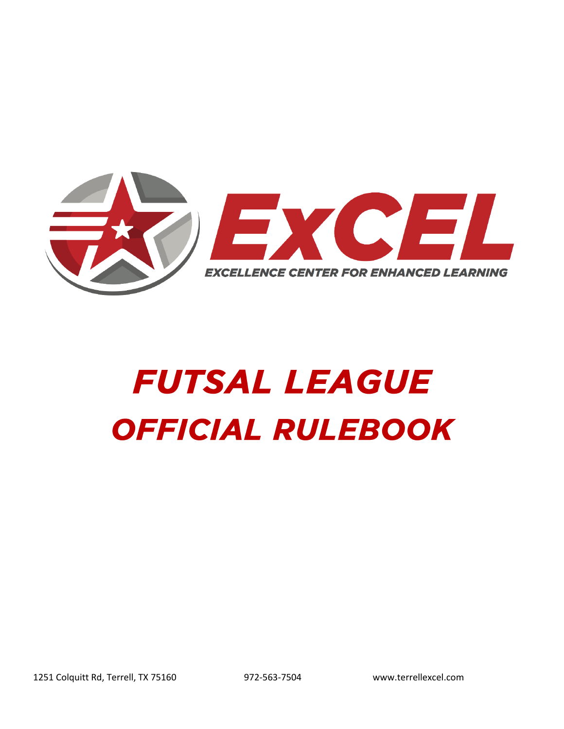ExCEL

EXCELLENCE CENTER FOR ENHANCED LEARNING

# *FUTSAL LEAGUE*
# *OFFICIAL RULEBOOK*

1251 Colquitt Rd, Terrell, TX 75160 972-563-7504 www.terrellexcel.com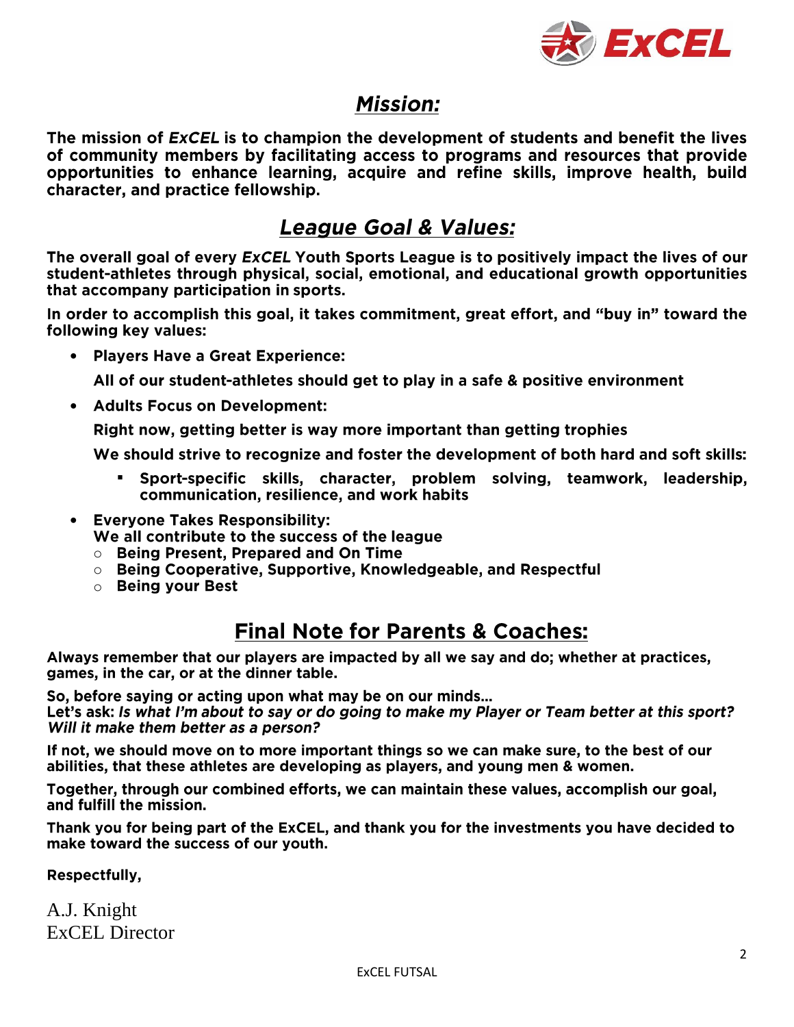## *Mission:*

**The mission of *ExCEL* is to champion the development of students and benefit the lives of community members by facilitating access to programs and resources that provide opportunities to enhance learning, acquire and refine skills, improve health, build character, and practice fellowship.**

## *League Goal & Values:*

**The overall goal of every *ExCEL* Youth Sports League is to positively impact the lives of our student-athletes through physical, social, emotional, and educational growth opportunities that accompany participation in sports.**

**In order to accomplish this goal, it takes commitment, great effort, and "buy in" toward the following key values:**

- **Players Have a Great Experience:**

  **All of our student-athletes should get to play in a safe & positive environment**

- **Adults Focus on Development:**

  **Right now, getting better is way more important than getting trophies**

  **We should strive to recognize and foster the development of both hard and soft skills:**

  - **Sport-specific skills, character, problem solving, teamwork, leadership, communication, resilience, and work habits**

- **Everyone Takes Responsibility:**
  **We all contribute to the success of the league**
  - **Being Present, Prepared and On Time**
  - **Being Cooperative, Supportive, Knowledgeable, and Respectful**
  - **Being your Best**

## Final Note for Parents & Coaches:

**Always remember that our players are impacted by all we say and do; whether at practices, games, in the car, or at the dinner table.**

**So, before saying or acting upon what may be on our minds…**
**Let's ask: *Is what I'm about to say or do going to make my Player or Team better at this sport? Will it make them better as a person?***

**If not, we should move on to more important things so we can make sure, to the best of our abilities, that these athletes are developing as players, and young men & women.**

**Together, through our combined efforts, we can maintain these values, accomplish our goal, and fulfill the mission.**

**Thank you for being part of the ExCEL, and thank you for the investments you have decided to make toward the success of our youth.**

**Respectfully,**

A.J. Knight
ExCEL Director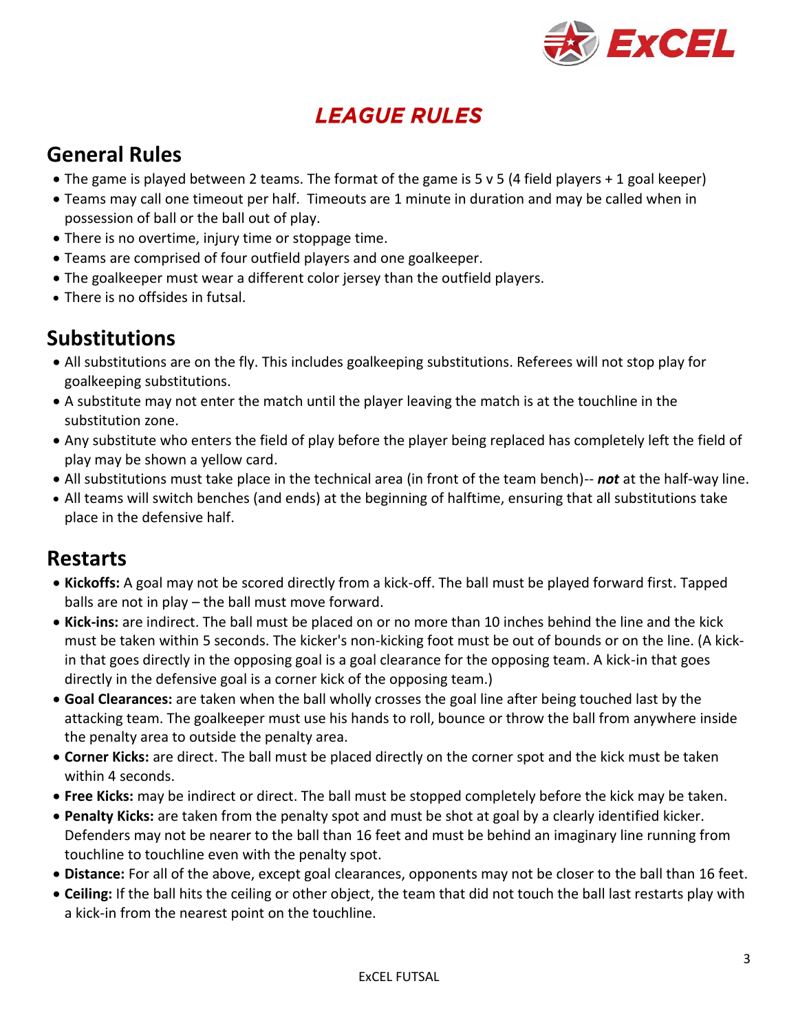# LEAGUE RULES

## General Rules

- The game is played between 2 teams. The format of the game is 5 v 5 (4 field players + 1 goal keeper)
- Teams may call one timeout per half. Timeouts are 1 minute in duration and may be called when in possession of ball or the ball out of play.
- There is no overtime, injury time or stoppage time.
- Teams are comprised of four outfield players and one goalkeeper.
- The goalkeeper must wear a different color jersey than the outfield players.
- There is no offsides in futsal.

## Substitutions

- All substitutions are on the fly. This includes goalkeeping substitutions. Referees will not stop play for goalkeeping substitutions.
- A substitute may not enter the match until the player leaving the match is at the touchline in the substitution zone.
- Any substitute who enters the field of play before the player being replaced has completely left the field of play may be shown a yellow card.
- All substitutions must take place in the technical area (in front of the team bench)-- ***not*** at the half-way line.
- All teams will switch benches (and ends) at the beginning of halftime, ensuring that all substitutions take place in the defensive half.

## Restarts

- **Kickoffs:** A goal may not be scored directly from a kick-off. The ball must be played forward first. Tapped balls are not in play – the ball must move forward.
- **Kick-ins:** are indirect. The ball must be placed on or no more than 10 inches behind the line and the kick must be taken within 5 seconds. The kicker's non-kicking foot must be out of bounds or on the line. (A kick-in that goes directly in the opposing goal is a goal clearance for the opposing team. A kick-in that goes directly in the defensive goal is a corner kick of the opposing team.)
- **Goal Clearances:** are taken when the ball wholly crosses the goal line after being touched last by the attacking team. The goalkeeper must use his hands to roll, bounce or throw the ball from anywhere inside the penalty area to outside the penalty area.
- **Corner Kicks:** are direct. The ball must be placed directly on the corner spot and the kick must be taken within 4 seconds.
- **Free Kicks:** may be indirect or direct. The ball must be stopped completely before the kick may be taken.
- **Penalty Kicks:** are taken from the penalty spot and must be shot at goal by a clearly identified kicker. Defenders may not be nearer to the ball than 16 feet and must be behind an imaginary line running from touchline to touchline even with the penalty spot.
- **Distance:** For all of the above, except goal clearances, opponents may not be closer to the ball than 16 feet.
- **Ceiling:** If the ball hits the ceiling or other object, the team that did not touch the ball last restarts play with a kick-in from the nearest point on the touchline.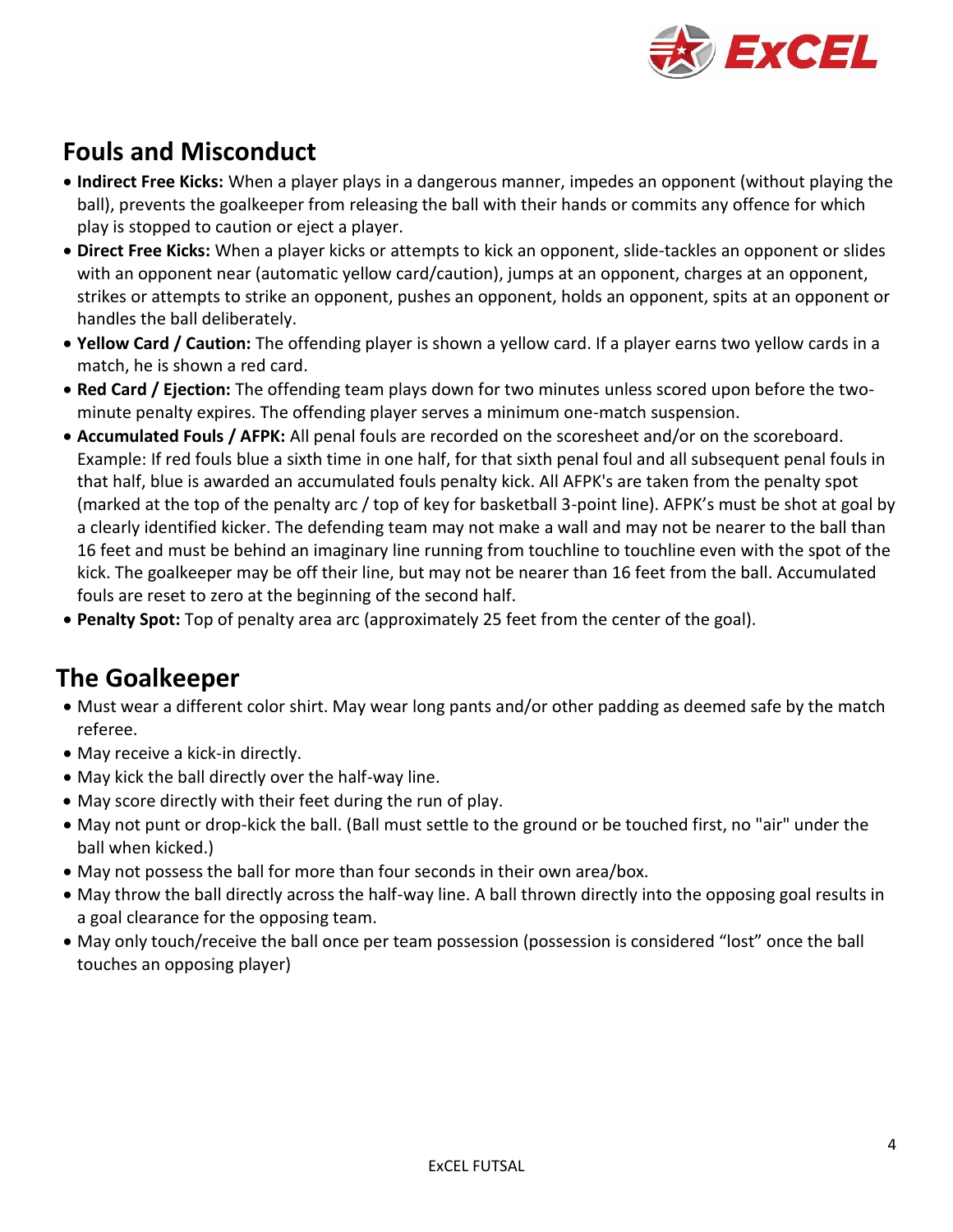## Fouls and Misconduct

- **Indirect Free Kicks:** When a player plays in a dangerous manner, impedes an opponent (without playing the ball), prevents the goalkeeper from releasing the ball with their hands or commits any offence for which play is stopped to caution or eject a player.
- **Direct Free Kicks:** When a player kicks or attempts to kick an opponent, slide-tackles an opponent or slides with an opponent near (automatic yellow card/caution), jumps at an opponent, charges at an opponent, strikes or attempts to strike an opponent, pushes an opponent, holds an opponent, spits at an opponent or handles the ball deliberately.
- **Yellow Card / Caution:** The offending player is shown a yellow card. If a player earns two yellow cards in a match, he is shown a red card.
- **Red Card / Ejection:** The offending team plays down for two minutes unless scored upon before the two-minute penalty expires. The offending player serves a minimum one-match suspension.
- **Accumulated Fouls / AFPK:** All penal fouls are recorded on the scoresheet and/or on the scoreboard. Example: If red fouls blue a sixth time in one half, for that sixth penal foul and all subsequent penal fouls in that half, blue is awarded an accumulated fouls penalty kick. All AFPK's are taken from the penalty spot (marked at the top of the penalty arc / top of key for basketball 3-point line). AFPK's must be shot at goal by a clearly identified kicker. The defending team may not make a wall and may not be nearer to the ball than 16 feet and must be behind an imaginary line running from touchline to touchline even with the spot of the kick. The goalkeeper may be off their line, but may not be nearer than 16 feet from the ball. Accumulated fouls are reset to zero at the beginning of the second half.
- **Penalty Spot:** Top of penalty area arc (approximately 25 feet from the center of the goal).

## The Goalkeeper

- Must wear a different color shirt. May wear long pants and/or other padding as deemed safe by the match referee.
- May receive a kick-in directly.
- May kick the ball directly over the half-way line.
- May score directly with their feet during the run of play.
- May not punt or drop-kick the ball. (Ball must settle to the ground or be touched first, no "air" under the ball when kicked.)
- May not possess the ball for more than four seconds in their own area/box.
- May throw the ball directly across the half-way line. A ball thrown directly into the opposing goal results in a goal clearance for the opposing team.
- May only touch/receive the ball once per team possession (possession is considered "lost" once the ball touches an opposing player)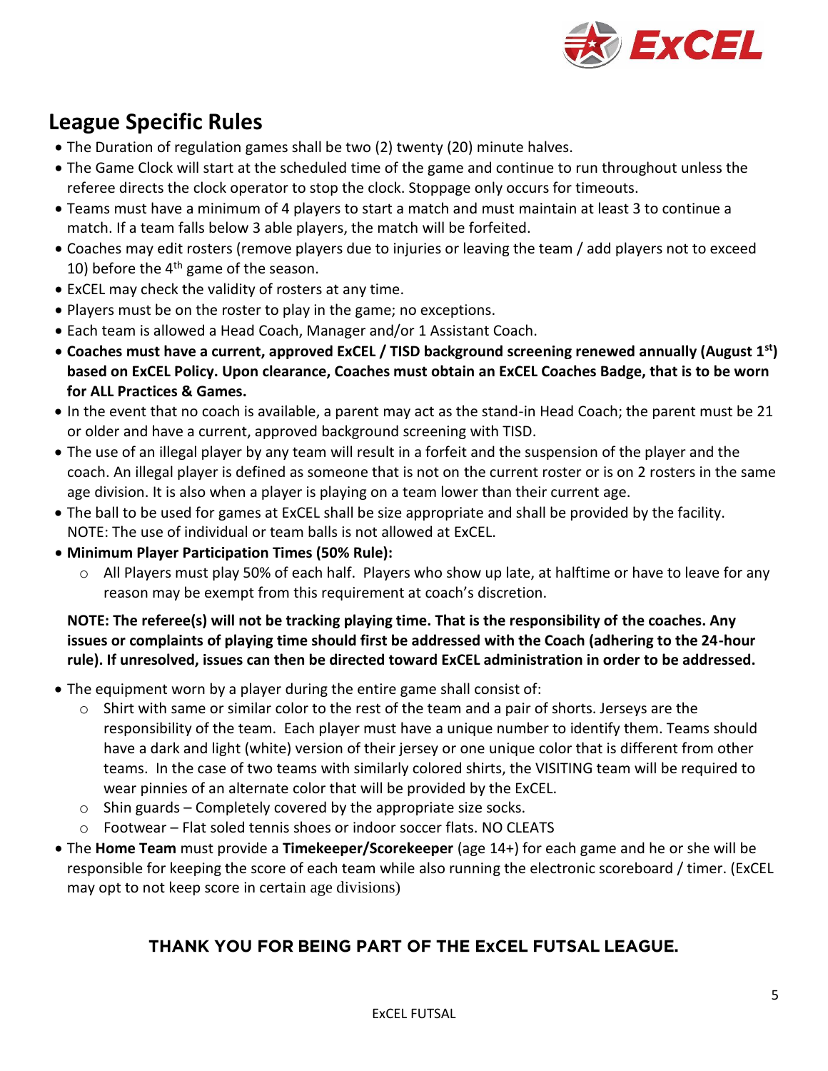## League Specific Rules

- The Duration of regulation games shall be two (2) twenty (20) minute halves.
- The Game Clock will start at the scheduled time of the game and continue to run throughout unless the referee directs the clock operator to stop the clock. Stoppage only occurs for timeouts.
- Teams must have a minimum of 4 players to start a match and must maintain at least 3 to continue a match. If a team falls below 3 able players, the match will be forfeited.
- Coaches may edit rosters (remove players due to injuries or leaving the team / add players not to exceed 10) before the 4th game of the season.
- ExCEL may check the validity of rosters at any time.
- Players must be on the roster to play in the game; no exceptions.
- Each team is allowed a Head Coach, Manager and/or 1 Assistant Coach.
- **Coaches must have a current, approved ExCEL / TISD background screening renewed annually (August 1st) based on ExCEL Policy. Upon clearance, Coaches must obtain an ExCEL Coaches Badge, that is to be worn for ALL Practices & Games.**
- In the event that no coach is available, a parent may act as the stand-in Head Coach; the parent must be 21 or older and have a current, approved background screening with TISD.
- The use of an illegal player by any team will result in a forfeit and the suspension of the player and the coach. An illegal player is defined as someone that is not on the current roster or is on 2 rosters in the same age division. It is also when a player is playing on a team lower than their current age.
- The ball to be used for games at ExCEL shall be size appropriate and shall be provided by the facility. NOTE: The use of individual or team balls is not allowed at ExCEL.
- **Minimum Player Participation Times (50% Rule):**
  - All Players must play 50% of each half. Players who show up late, at halftime or have to leave for any reason may be exempt from this requirement at coach's discretion.

**NOTE: The referee(s) will not be tracking playing time. That is the responsibility of the coaches. Any issues or complaints of playing time should first be addressed with the Coach (adhering to the 24-hour rule). If unresolved, issues can then be directed toward ExCEL administration in order to be addressed.**

- The equipment worn by a player during the entire game shall consist of:
  - Shirt with same or similar color to the rest of the team and a pair of shorts. Jerseys are the responsibility of the team. Each player must have a unique number to identify them. Teams should have a dark and light (white) version of their jersey or one unique color that is different from other teams. In the case of two teams with similarly colored shirts, the VISITING team will be required to wear pinnies of an alternate color that will be provided by the ExCEL.
  - Shin guards – Completely covered by the appropriate size socks.
  - Footwear – Flat soled tennis shoes or indoor soccer flats. NO CLEATS
- The **Home Team** must provide a **Timekeeper/Scorekeeper** (age 14+) for each game and he or she will be responsible for keeping the score of each team while also running the electronic scoreboard / timer. (ExCEL may opt to not keep score in certain age divisions)

**THANK YOU FOR BEING PART OF THE ExCEL FUTSAL LEAGUE.**